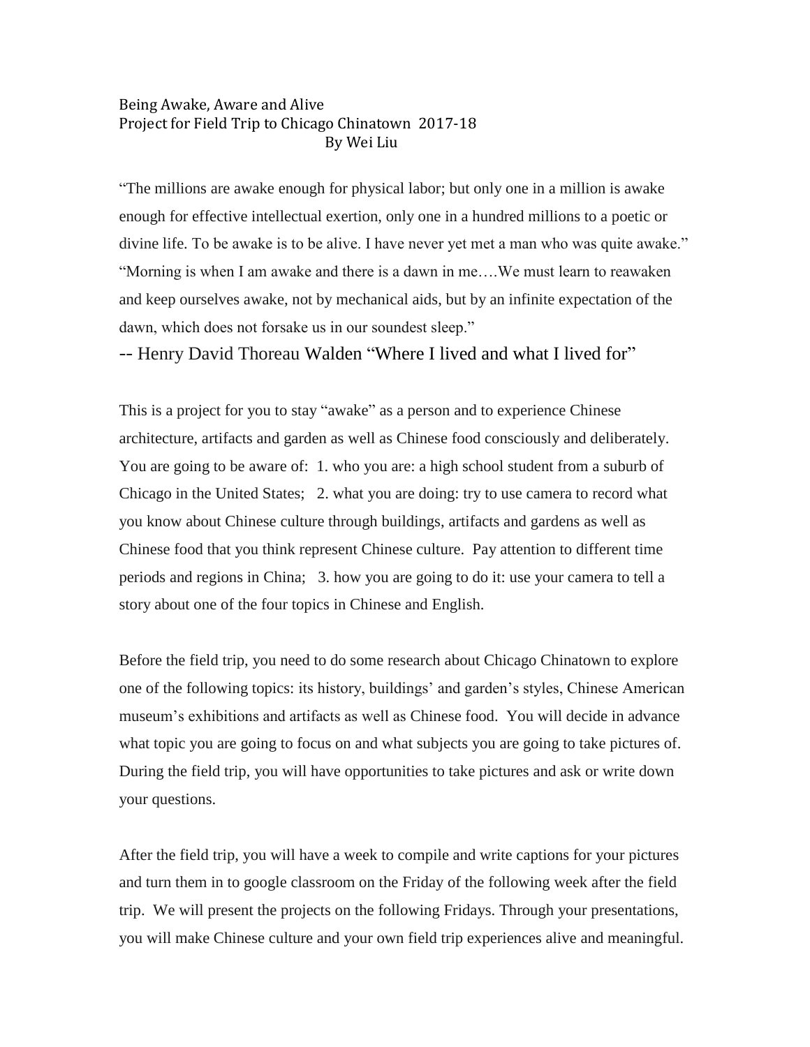# Being Awake, Aware and Alive

## Project for Field Trip to Chicago Chinatown 2017-18

By Wei Liu

"The millions are awake enough for physical labor; but only one in a million is awake enough for effective intellectual exertion, only one in a hundred millions to a poetic or divine life. To be awake is to be alive. I have never yet met a man who was quite awake." "Morning is when I am awake and there is a dawn in me….We must learn to reawaken and keep ourselves awake, not by mechanical aids, but by an infinite expectation of the dawn, which does not forsake us in our soundest sleep."

-- Henry David Thoreau Walden "Where I lived and what I lived for"

This is a project for you to stay "awake" as a person and to experience Chinese architecture, artifacts and garden as well as Chinese food consciously and deliberately. You are going to be aware of: 1. who you are: a high school student from a suburb of Chicago in the United States; 2. what you are doing: try to use camera to record what you know about Chinese culture through buildings, artifacts and gardens as well as Chinese food that you think represent Chinese culture. Pay attention to different time periods and regions in China; 3. how you are going to do it: use your camera to tell a story about one of the four topics in Chinese and English.

Before the field trip, you need to do some research about Chicago Chinatown to explore one of the following topics: its history, buildings' and garden's styles, Chinese American museum's exhibitions and artifacts as well as Chinese food. You will decide in advance what topic you are going to focus on and what subjects you are going to take pictures of. During the field trip, you will have opportunities to take pictures and ask or write down your questions.

After the field trip, you will have a week to compile and write captions for your pictures and turn them in to google classroom on the Friday of the following week after the field trip. We will present the projects on the following Fridays. Through your presentations, you will make Chinese culture and your own field trip experiences alive and meaningful.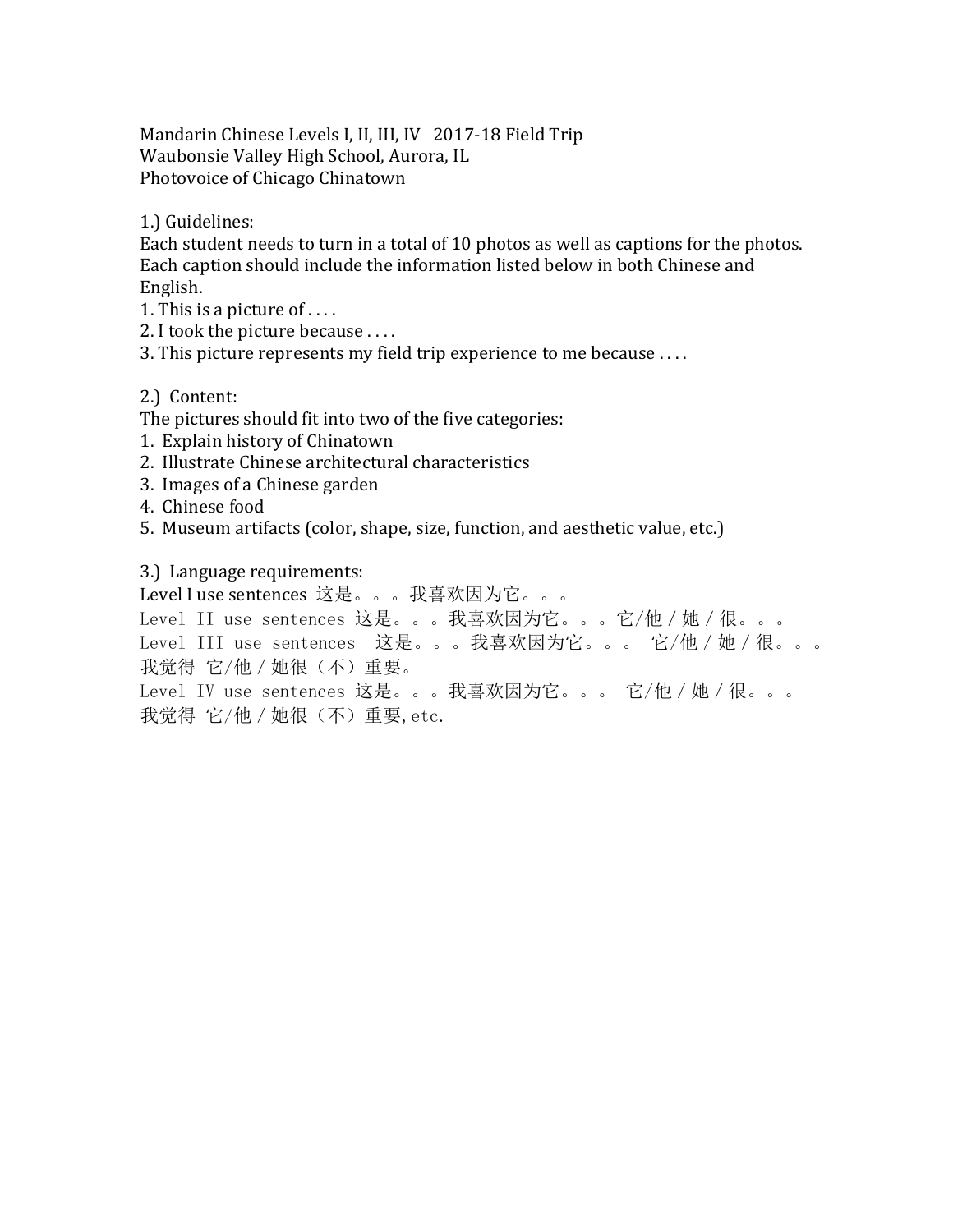Mandarin Chinese Levels I, II, III, IV 2017-18 Field Trip
Waubonsie Valley High School, Aurora, IL
Photovoice of Chicago Chinatown

1.) Guidelines:
Each student needs to turn in a total of 10 photos as well as captions for the photos. Each caption should include the information listed below in both Chinese and English.

1. This is a picture of . . . .
2. I took the picture because . . . .
3. This picture represents my field trip experience to me because . . . .

2.) Content:
The pictures should fit into two of the five categories:

1. Explain history of Chinatown
2. Illustrate Chinese architectural characteristics
3. Images of a Chinese garden
4. Chinese food
5. Museum artifacts (color, shape, size, function, and aesthetic value, etc.)

3.) Language requirements:
Level I use sentences 这是。。。我喜欢因为它。。。
Level II use sentences 这是。。。我喜欢因为它。。。它/他 / 她 / 很。。。
Level III use sentences 这是。。。我喜欢因为它。。。 它/他 / 她 / 很。。。 我觉得 它/他 / 她很（不）重要。
Level IV use sentences 这是。。。我喜欢因为它。。。 它/他 / 她 / 很。。。 我觉得 它/他 / 她很（不）重要, etc.